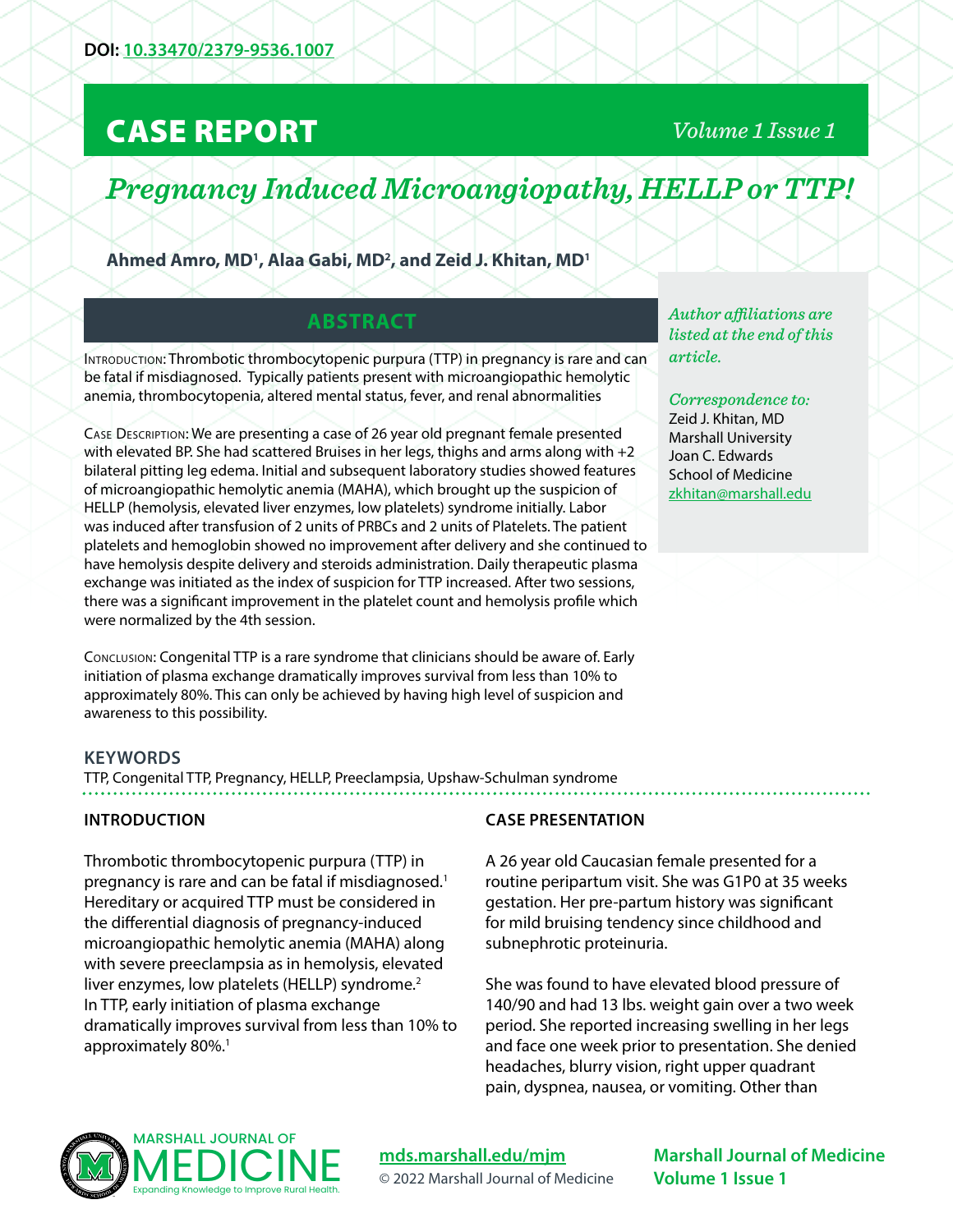DOI: 10.33470/2379-9536.1007

# CASE REPORT

*Volume 1 Issue 1*

## *Pregnancy Induced Microangiopathy, HELLP or TTP!*

**Ahmed Amro, MD[1], Alaa Gabi, MD[2], and Zeid J. Khitan, MD[1]**

*Author affiliations are listed at the end of this article.*

*Correspondence to:*
Zeid J. Khitan, MD
Marshall University
Joan C. Edwards
School of Medicine
zkhitan@marshall.edu

## ABSTRACT

Introduction: Thrombotic thrombocytopenic purpura (TTP) in pregnancy is rare and can be fatal if misdiagnosed. Typically patients present with microangiopathic hemolytic anemia, thrombocytopenia, altered mental status, fever, and renal abnormalities

Case Description: We are presenting a case of 26 year old pregnant female presented with elevated BP. She had scattered Bruises in her legs, thighs and arms along with +2 bilateral pitting leg edema. Initial and subsequent laboratory studies showed features of microangiopathic hemolytic anemia (MAHA), which brought up the suspicion of HELLP (hemolysis, elevated liver enzymes, low platelets) syndrome initially. Labor was induced after transfusion of 2 units of PRBCs and 2 units of Platelets. The patient platelets and hemoglobin showed no improvement after delivery and she continued to have hemolysis despite delivery and steroids administration. Daily therapeutic plasma exchange was initiated as the index of suspicion for TTP increased. After two sessions, there was a significant improvement in the platelet count and hemolysis profile which were normalized by the 4th session.

Conclusion: Congenital TTP is a rare syndrome that clinicians should be aware of. Early initiation of plasma exchange dramatically improves survival from less than 10% to approximately 80%. This can only be achieved by having high level of suspicion and awareness to this possibility.

### KEYWORDS

TTP, Congenital TTP, Pregnancy, HELLP, Preeclampsia, Upshaw-Schulman syndrome

## INTRODUCTION

Thrombotic thrombocytopenic purpura (TTP) in pregnancy is rare and can be fatal if misdiagnosed.[1] Hereditary or acquired TTP must be considered in the differential diagnosis of pregnancy-induced microangiopathic hemolytic anemia (MAHA) along with severe preeclampsia as in hemolysis, elevated liver enzymes, low platelets (HELLP) syndrome.[2] In TTP, early initiation of plasma exchange dramatically improves survival from less than 10% to approximately 80%.[1]

## CASE PRESENTATION

A 26 year old Caucasian female presented for a routine peripartum visit. She was G1P0 at 35 weeks gestation. Her pre-partum history was significant for mild bruising tendency since childhood and subnephrotic proteinuria.

She was found to have elevated blood pressure of 140/90 and had 13 lbs. weight gain over a two week period. She reported increasing swelling in her legs and face one week prior to presentation. She denied headaches, blurry vision, right upper quadrant pain, dyspnea, nausea, or vomiting. Other than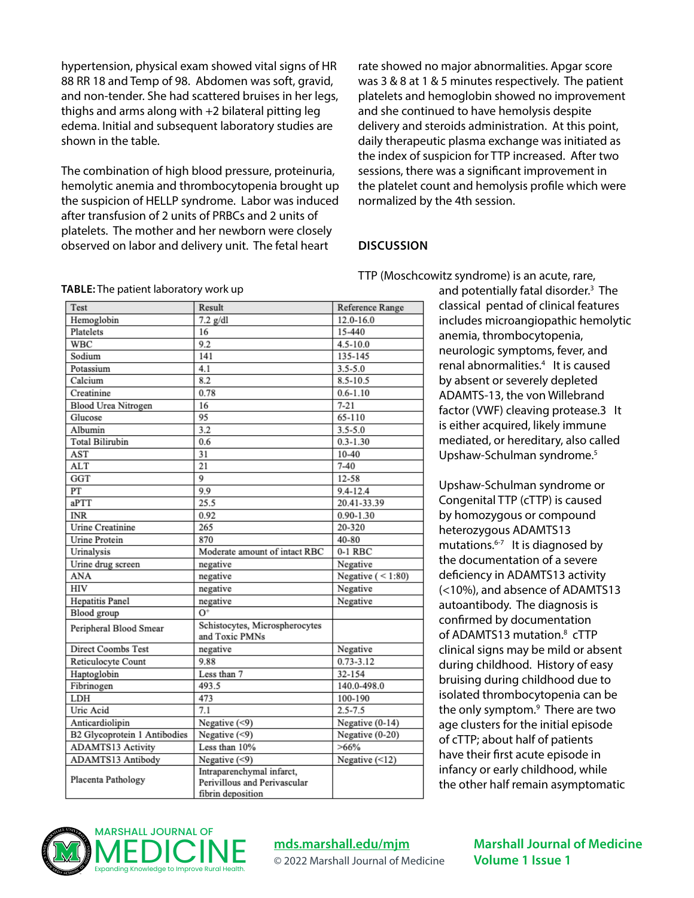hypertension, physical exam showed vital signs of HR 88 RR 18 and Temp of 98. Abdomen was soft, gravid, and non-tender. She had scattered bruises in her legs, thighs and arms along with +2 bilateral pitting leg edema. Initial and subsequent laboratory studies are shown in the table.

The combination of high blood pressure, proteinuria, hemolytic anemia and thrombocytopenia brought up the suspicion of HELLP syndrome. Labor was induced after transfusion of 2 units of PRBCs and 2 units of platelets. The mother and her newborn were closely observed on labor and delivery unit. The fetal heart rate showed no major abnormalities. Apgar score was 3 & 8 at 1 & 5 minutes respectively. The patient platelets and hemoglobin showed no improvement and she continued to have hemolysis despite delivery and steroids administration. At this point, daily therapeutic plasma exchange was initiated as the index of suspicion for TTP increased. After two sessions, there was a significant improvement in the platelet count and hemolysis profile which were normalized by the 4th session.

**TABLE:** The patient laboratory work up

| Test | Result | Reference Range |
|---|---|---|
| Hemoglobin | 7.2 g/dl | 12.0-16.0 |
| Platelets | 16 | 15-440 |
| WBC | 9.2 | 4.5-10.0 |
| Sodium | 141 | 135-145 |
| Potassium | 4.1 | 3.5-5.0 |
| Calcium | 8.2 | 8.5-10.5 |
| Creatinine | 0.78 | 0.6-1.10 |
| Blood Urea Nitrogen | 16 | 7-21 |
| Glucose | 95 | 65-110 |
| Albumin | 3.2 | 3.5-5.0 |
| Total Bilirubin | 0.6 | 0.3-1.30 |
| AST | 31 | 10-40 |
| ALT | 21 | 7-40 |
| GGT | 9 | 12-58 |
| PT | 9.9 | 9.4-12.4 |
| aPTT | 25.5 | 20.41-33.39 |
| INR | 0.92 | 0.90-1.30 |
| Urine Creatinine | 265 | 20-320 |
| Urine Protein | 870 | 40-80 |
| Urinalysis | Moderate amount of intact RBC | 0-1 RBC |
| Urine drug screen | negative | Negative |
| ANA | negative | Negative ( < 1:80) |
| HIV | negative | Negative |
| Hepatitis Panel | negative | Negative |
| Blood group | O+ | |
| Peripheral Blood Smear | Schistocytes, Microspherocytes and Toxic PMNs | |
| Direct Coombs Test | negative | Negative |
| Reticulocyte Count | 9.88 | 0.73-3.12 |
| Haptoglobin | Less than 7 | 32-154 |
| Fibrinogen | 493.5 | 140.0-498.0 |
| LDH | 473 | 100-190 |
| Uric Acid | 7.1 | 2.5-7.5 |
| Anticardiolipin | Negative (<9) | Negative (0-14) |
| B2 Glycoprotein 1 Antibodies | Negative (<9) | Negative (0-20) |
| ADAMTS13 Activity | Less than 10% | >66% |
| ADAMTS13 Antibody | Negative (<9) | Negative (<12) |
| Placenta Pathology | Intraparenchymal infarct, Perivillous and Perivascular fibrin deposition | |

## DISCUSSION

TTP (Moschcowitz syndrome) is an acute, rare, and potentially fatal disorder.[3] The classical pentad of clinical features includes microangiopathic hemolytic anemia, thrombocytopenia, neurologic symptoms, fever, and renal abnormalities.[4] It is caused by absent or severely depleted ADAMTS-13, the von Willebrand factor (VWF) cleaving protease.3 It is either acquired, likely immune mediated, or hereditary, also called Upshaw-Schulman syndrome.[5]

Upshaw-Schulman syndrome or Congenital TTP (cTTP) is caused by homozygous or compound heterozygous ADAMTS13 mutations.[6-7] It is diagnosed by the documentation of a severe deficiency in ADAMTS13 activity (<10%), and absence of ADAMTS13 autoantibody. The diagnosis is confirmed by documentation of ADAMTS13 mutation.[8] cTTP clinical signs may be mild or absent during childhood. History of easy bruising during childhood due to isolated thrombocytopenia can be the only symptom.[9] There are two age clusters for the initial episode of cTTP; about half of patients have their first acute episode in infancy or early childhood, while the other half remain asymptomatic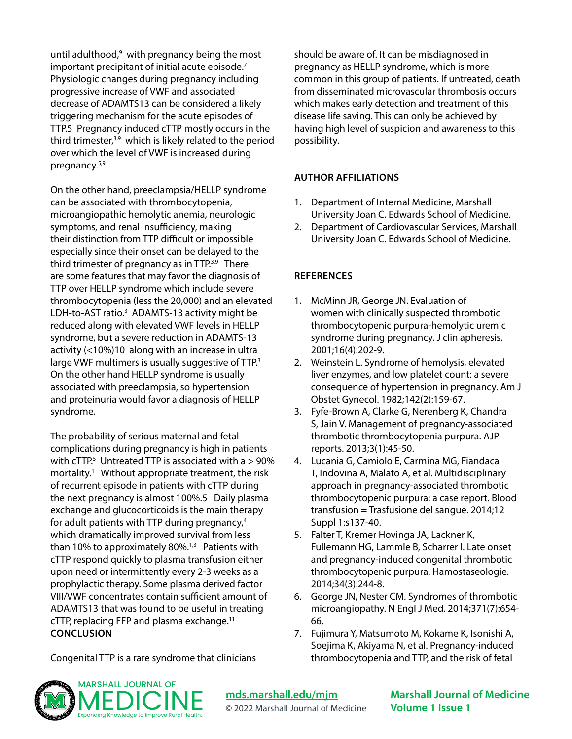until adulthood,[9] with pregnancy being the most important precipitant of initial acute episode.[7] Physiologic changes during pregnancy including progressive increase of VWF and associated decrease of ADAMTS13 can be considered a likely triggering mechanism for the acute episodes of TTP.5 Pregnancy induced cTTP mostly occurs in the third trimester,[3,9] which is likely related to the period over which the level of VWF is increased during pregnancy.[5,9]

On the other hand, preeclampsia/HELLP syndrome can be associated with thrombocytopenia, microangiopathic hemolytic anemia, neurologic symptoms, and renal insufficiency, making their distinction from TTP difficult or impossible especially since their onset can be delayed to the third trimester of pregnancy as in TTP.[3,9] There are some features that may favor the diagnosis of TTP over HELLP syndrome which include severe thrombocytopenia (less the 20,000) and an elevated LDH-to-AST ratio.[3] ADAMTS-13 activity might be reduced along with elevated VWF levels in HELLP syndrome, but a severe reduction in ADAMTS-13 activity (<10%)10 along with an increase in ultra large VWF multimers is usually suggestive of TTP.[3] On the other hand HELLP syndrome is usually associated with preeclampsia, so hypertension and proteinuria would favor a diagnosis of HELLP syndrome.

The probability of serious maternal and fetal complications during pregnancy is high in patients with cTTP.[5] Untreated TTP is associated with a > 90% mortality.[1] Without appropriate treatment, the risk of recurrent episode in patients with cTTP during the next pregnancy is almost 100%.5 Daily plasma exchange and glucocorticoids is the main therapy for adult patients with TTP during pregnancy,[4] which dramatically improved survival from less than 10% to approximately 80%.[1,3] Patients with cTTP respond quickly to plasma transfusion either upon need or intermittently every 2-3 weeks as a prophylactic therapy. Some plasma derived factor VIII/VWF concentrates contain sufficient amount of ADAMTS13 that was found to be useful in treating cTTP, replacing FFP and plasma exchange.[11]

## CONCLUSION

Congenital TTP is a rare syndrome that clinicians should be aware of. It can be misdiagnosed in pregnancy as HELLP syndrome, which is more common in this group of patients. If untreated, death from disseminated microvascular thrombosis occurs which makes early detection and treatment of this disease life saving. This can only be achieved by having high level of suspicion and awareness to this possibility.

## AUTHOR AFFILIATIONS

1. Department of Internal Medicine, Marshall University Joan C. Edwards School of Medicine.
2. Department of Cardiovascular Services, Marshall University Joan C. Edwards School of Medicine.

## REFERENCES

1. McMinn JR, George JN. Evaluation of women with clinically suspected thrombotic thrombocytopenic purpura-hemolytic uremic syndrome during pregnancy. J clin apheresis. 2001;16(4):202-9.
2. Weinstein L. Syndrome of hemolysis, elevated liver enzymes, and low platelet count: a severe consequence of hypertension in pregnancy. Am J Obstet Gynecol. 1982;142(2):159-67.
3. Fyfe-Brown A, Clarke G, Nerenberg K, Chandra S, Jain V. Management of pregnancy-associated thrombotic thrombocytopenia purpura. AJP reports. 2013;3(1):45-50.
4. Lucania G, Camiolo E, Carmina MG, Fiandaca T, Indovina A, Malato A, et al. Multidisciplinary approach in pregnancy-associated thrombotic thrombocytopenic purpura: a case report. Blood transfusion = Trasfusione del sangue. 2014;12 Suppl 1:s137-40.
5. Falter T, Kremer Hovinga JA, Lackner K, Fullemann HG, Lammle B, Scharrer I. Late onset and pregnancy-induced congenital thrombotic thrombocytopenic purpura. Hamostaseologie. 2014;34(3):244-8.
6. George JN, Nester CM. Syndromes of thrombotic microangiopathy. N Engl J Med. 2014;371(7):654-66.
7. Fujimura Y, Matsumoto M, Kokame K, Isonishi A, Soejima K, Akiyama N, et al. Pregnancy-induced thrombocytopenia and TTP, and the risk of fetal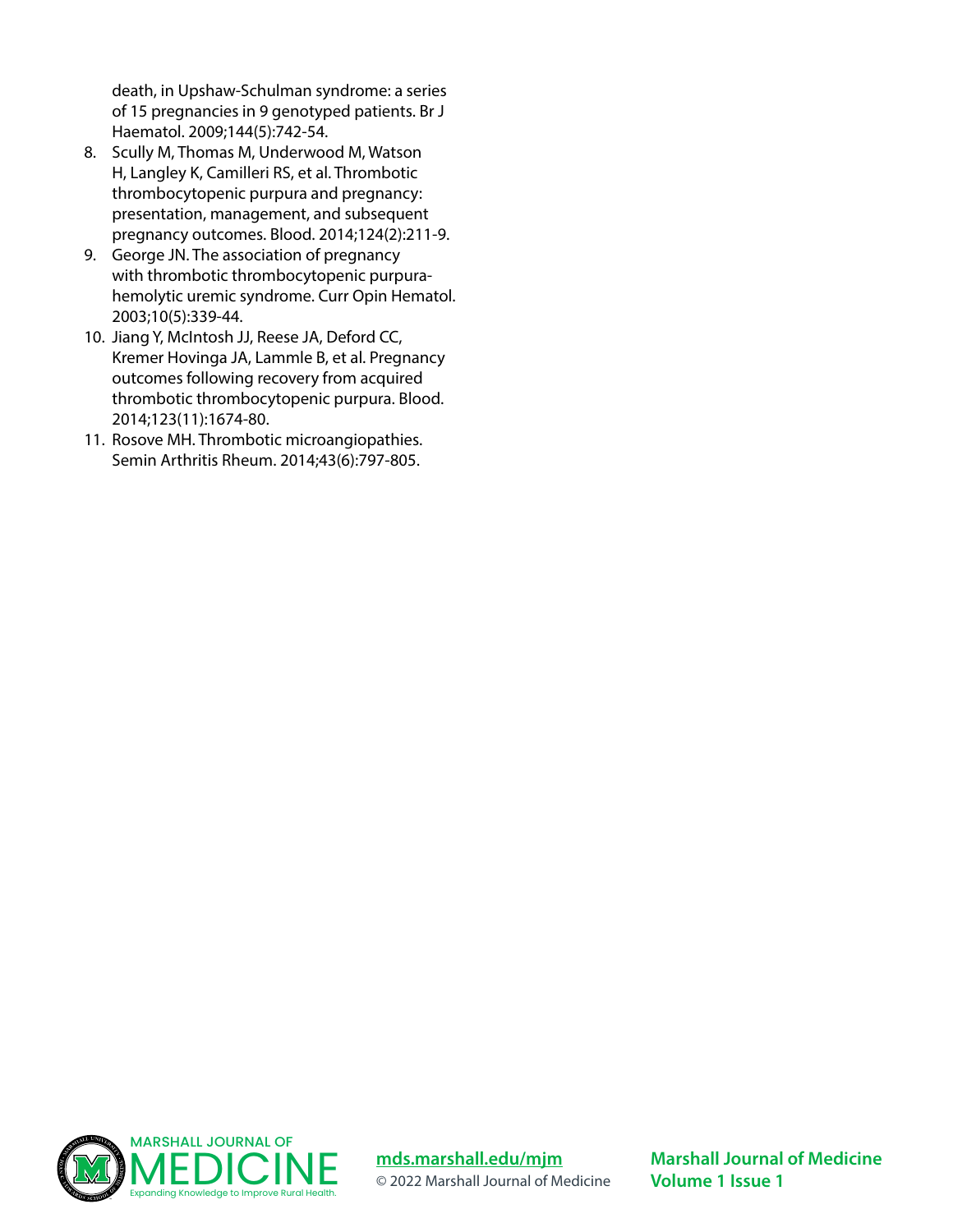death, in Upshaw-Schulman syndrome: a series of 15 pregnancies in 9 genotyped patients. Br J Haematol. 2009;144(5):742-54.

8. Scully M, Thomas M, Underwood M, Watson H, Langley K, Camilleri RS, et al. Thrombotic thrombocytopenic purpura and pregnancy: presentation, management, and subsequent pregnancy outcomes. Blood. 2014;124(2):211-9.
9. George JN. The association of pregnancy with thrombotic thrombocytopenic purpura-hemolytic uremic syndrome. Curr Opin Hematol. 2003;10(5):339-44.
10. Jiang Y, McIntosh JJ, Reese JA, Deford CC, Kremer Hovinga JA, Lammle B, et al. Pregnancy outcomes following recovery from acquired thrombotic thrombocytopenic purpura. Blood. 2014;123(11):1674-80.
11. Rosove MH. Thrombotic microangiopathies. Semin Arthritis Rheum. 2014;43(6):797-805.